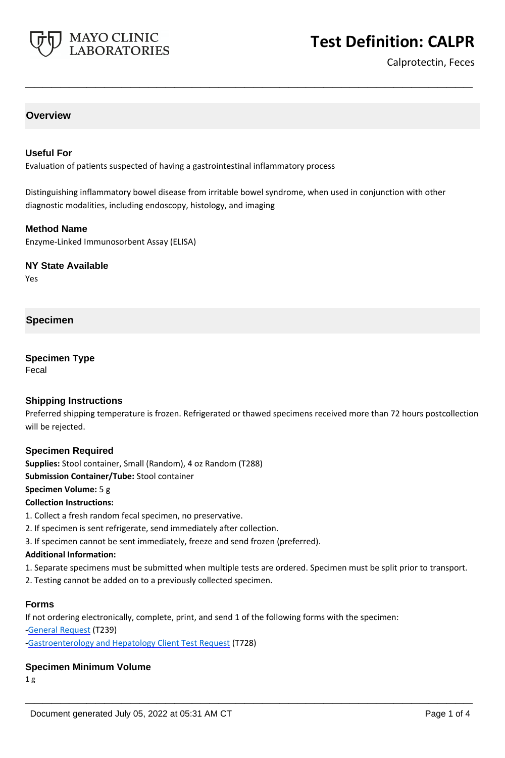# Test Definition: CALPR

Calprotectin, Feces

## Overview

### Useful For

Evaluation of patients suspected of having a gastrointestinal inflammatory process

Distinguishing inflammatory bowel disease from irritable bowel syndrome, when used in conjunction with other diagnostic modalities, including endoscopy, histology, and imaging

### Method Name

Enzyme-Linked Immunosorbent Assay (ELISA)

### NY State Available

Yes

## Specimen

### Specimen Type

Fecal

### Shipping Instructions

Preferred shipping temperature is frozen. Refrigerated or thawed specimens received more than 72 hours postcollection will be rejected.

### Specimen Required

**Supplies:** Stool container, Small (Random), 4 oz Random (T288)
**Submission Container/Tube:** Stool container
**Specimen Volume:** 5 g
**Collection Instructions:**

1. Collect a fresh random fecal specimen, no preservative.
2. If specimen is sent refrigerate, send immediately after collection.
3. If specimen cannot be sent immediately, freeze and send frozen (preferred).

**Additional Information:**

1. Separate specimens must be submitted when multiple tests are ordered. Specimen must be split prior to transport.
2. Testing cannot be added on to a previously collected specimen.

### Forms

If not ordering electronically, complete, print, and send 1 of the following forms with the specimen:
-General Request (T239)
-Gastroenterology and Hepatology Client Test Request (T728)

### Specimen Minimum Volume

1 g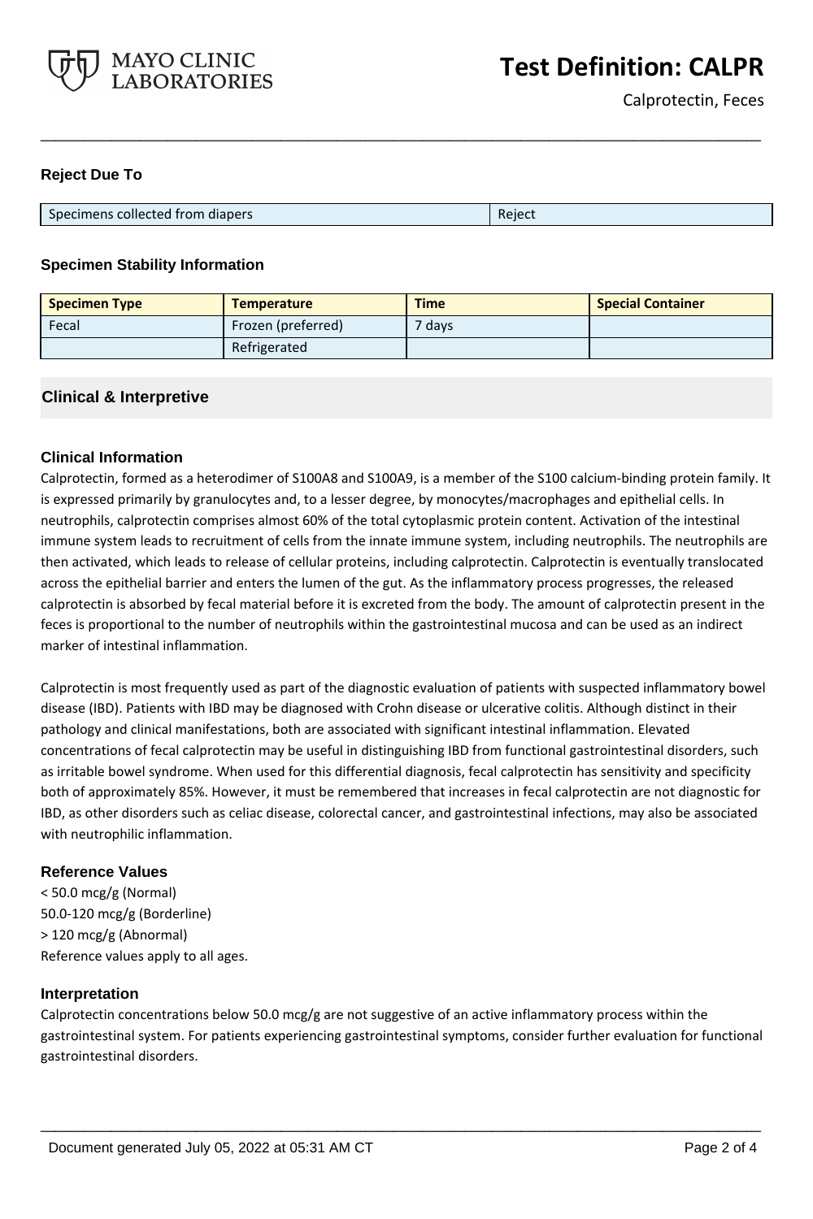## Reject Due To

| Specimens collected from diapers | Reject |
|---|---|

## Specimen Stability Information

| Specimen Type | Temperature | Time | Special Container |
|---|---|---|---|
| Fecal | Frozen (preferred) | 7 days | |
| | Refrigerated | | |

## Clinical & Interpretive

### Clinical Information

Calprotectin, formed as a heterodimer of S100A8 and S100A9, is a member of the S100 calcium-binding protein family. It is expressed primarily by granulocytes and, to a lesser degree, by monocytes/macrophages and epithelial cells. In neutrophils, calprotectin comprises almost 60% of the total cytoplasmic protein content. Activation of the intestinal immune system leads to recruitment of cells from the innate immune system, including neutrophils. The neutrophils are then activated, which leads to release of cellular proteins, including calprotectin. Calprotectin is eventually translocated across the epithelial barrier and enters the lumen of the gut. As the inflammatory process progresses, the released calprotectin is absorbed by fecal material before it is excreted from the body. The amount of calprotectin present in the feces is proportional to the number of neutrophils within the gastrointestinal mucosa and can be used as an indirect marker of intestinal inflammation.

Calprotectin is most frequently used as part of the diagnostic evaluation of patients with suspected inflammatory bowel disease (IBD). Patients with IBD may be diagnosed with Crohn disease or ulcerative colitis. Although distinct in their pathology and clinical manifestations, both are associated with significant intestinal inflammation. Elevated concentrations of fecal calprotectin may be useful in distinguishing IBD from functional gastrointestinal disorders, such as irritable bowel syndrome. When used for this differential diagnosis, fecal calprotectin has sensitivity and specificity both of approximately 85%. However, it must be remembered that increases in fecal calprotectin are not diagnostic for IBD, as other disorders such as celiac disease, colorectal cancer, and gastrointestinal infections, may also be associated with neutrophilic inflammation.

### Reference Values

< 50.0 mcg/g (Normal)
50.0-120 mcg/g (Borderline)
> 120 mcg/g (Abnormal)
Reference values apply to all ages.

### Interpretation

Calprotectin concentrations below 50.0 mcg/g are not suggestive of an active inflammatory process within the gastrointestinal system. For patients experiencing gastrointestinal symptoms, consider further evaluation for functional gastrointestinal disorders.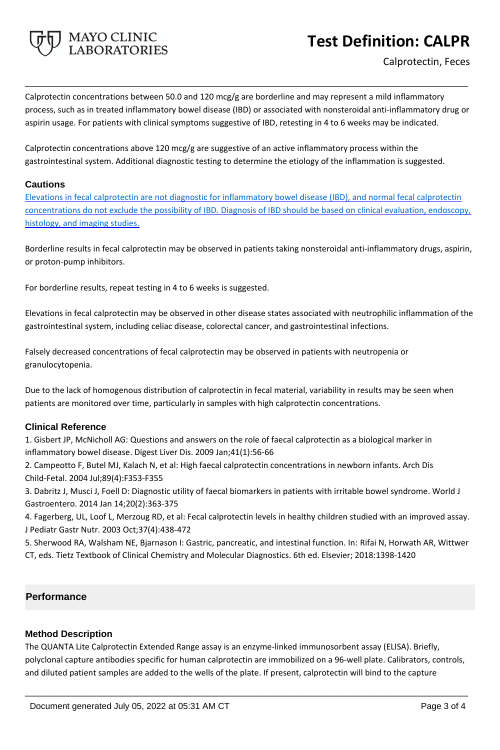Calprotectin concentrations between 50.0 and 120 mcg/g are borderline and may represent a mild inflammatory process, such as in treated inflammatory bowel disease (IBD) or associated with nonsteroidal anti-inflammatory drug or aspirin usage. For patients with clinical symptoms suggestive of IBD, retesting in 4 to 6 weeks may be indicated.

Calprotectin concentrations above 120 mcg/g are suggestive of an active inflammatory process within the gastrointestinal system. Additional diagnostic testing to determine the etiology of the inflammation is suggested.

### Cautions

Elevations in fecal calprotectin are not diagnostic for inflammatory bowel disease (IBD), and normal fecal calprotectin concentrations do not exclude the possibility of IBD. Diagnosis of IBD should be based on clinical evaluation, endoscopy, histology, and imaging studies.

Borderline results in fecal calprotectin may be observed in patients taking nonsteroidal anti-inflammatory drugs, aspirin, or proton-pump inhibitors.

For borderline results, repeat testing in 4 to 6 weeks is suggested.

Elevations in fecal calprotectin may be observed in other disease states associated with neutrophilic inflammation of the gastrointestinal system, including celiac disease, colorectal cancer, and gastrointestinal infections.

Falsely decreased concentrations of fecal calprotectin may be observed in patients with neutropenia or granulocytopenia.

Due to the lack of homogenous distribution of calprotectin in fecal material, variability in results may be seen when patients are monitored over time, particularly in samples with high calprotectin concentrations.

### Clinical Reference

1. Gisbert JP, McNicholl AG: Questions and answers on the role of faecal calprotectin as a biological marker in inflammatory bowel disease. Digest Liver Dis. 2009 Jan;41(1):56-66
2. Campeotto F, Butel MJ, Kalach N, et al: High faecal calprotectin concentrations in newborn infants. Arch Dis Child-Fetal. 2004 Jul;89(4):F353-F355
3. Dabritz J, Musci J, Foell D: Diagnostic utility of faecal biomarkers in patients with irritable bowel syndrome. World J Gastroentero. 2014 Jan 14;20(2):363-375
4. Fagerberg, UL, Loof L, Merzoug RD, et al: Fecal calprotectin levels in healthy children studied with an improved assay. J Pediatr Gastr Nutr. 2003 Oct;37(4):438-472
5. Sherwood RA, Walsham NE, Bjarnason I: Gastric, pancreatic, and intestinal function. In: Rifai N, Horwath AR, Wittwer CT, eds. Tietz Textbook of Clinical Chemistry and Molecular Diagnostics. 6th ed. Elsevier; 2018:1398-1420

## Performance

### Method Description

The QUANTA Lite Calprotectin Extended Range assay is an enzyme-linked immunosorbent assay (ELISA). Briefly, polyclonal capture antibodies specific for human calprotectin are immobilized on a 96-well plate. Calibrators, controls, and diluted patient samples are added to the wells of the plate. If present, calprotectin will bind to the capture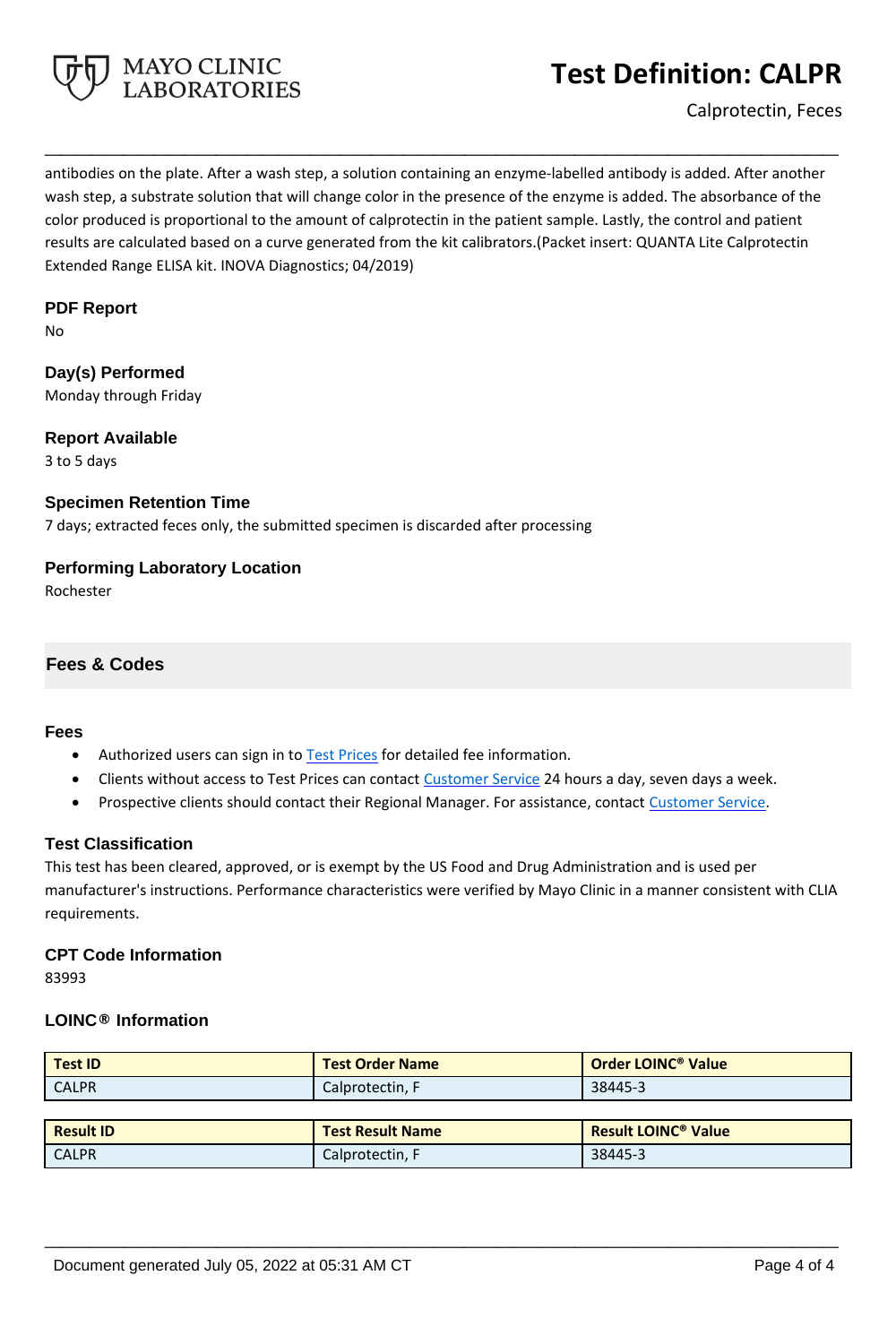antibodies on the plate. After a wash step, a solution containing an enzyme-labelled antibody is added. After another wash step, a substrate solution that will change color in the presence of the enzyme is added. The absorbance of the color produced is proportional to the amount of calprotectin in the patient sample. Lastly, the control and patient results are calculated based on a curve generated from the kit calibrators.(Packet insert: QUANTA Lite Calprotectin Extended Range ELISA kit. INOVA Diagnostics; 04/2019)

### PDF Report

No

### Day(s) Performed

Monday through Friday

### Report Available

3 to 5 days

### Specimen Retention Time

7 days; extracted feces only, the submitted specimen is discarded after processing

### Performing Laboratory Location

Rochester

## Fees & Codes

### Fees

- Authorized users can sign in to Test Prices for detailed fee information.
- Clients without access to Test Prices can contact Customer Service 24 hours a day, seven days a week.
- Prospective clients should contact their Regional Manager. For assistance, contact Customer Service.

### Test Classification

This test has been cleared, approved, or is exempt by the US Food and Drug Administration and is used per manufacturer's instructions. Performance characteristics were verified by Mayo Clinic in a manner consistent with CLIA requirements.

### CPT Code Information

83993

### LOINC® Information

| Test ID | Test Order Name | Order LOINC® Value |
| --- | --- | --- |
| CALPR | Calprotectin, F | 38445-3 |

| Result ID | Test Result Name | Result LOINC® Value |
| --- | --- | --- |
| CALPR | Calprotectin, F | 38445-3 |

Document generated July 05, 2022 at 05:31 AM CT